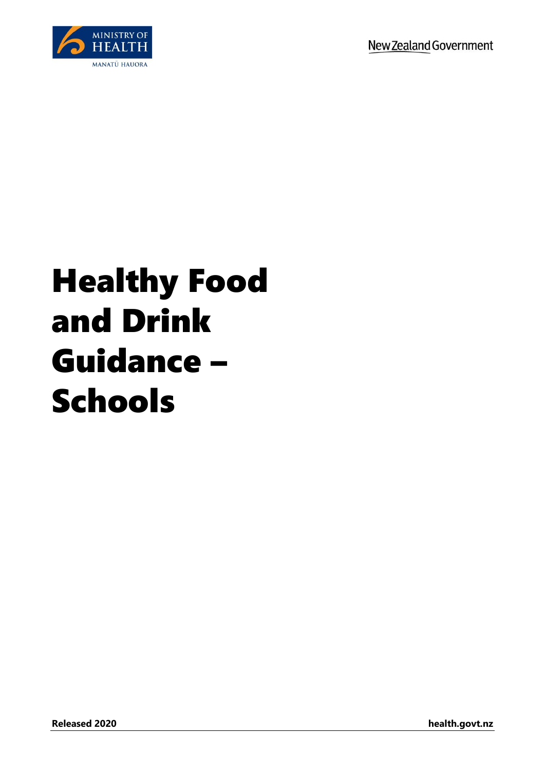MINISTRY OF HEALTH

MANATŪ HAUORA

New Zealand Government

# Healthy Food and Drink Guidance – Schools

**Released 2020**

**health.govt.nz**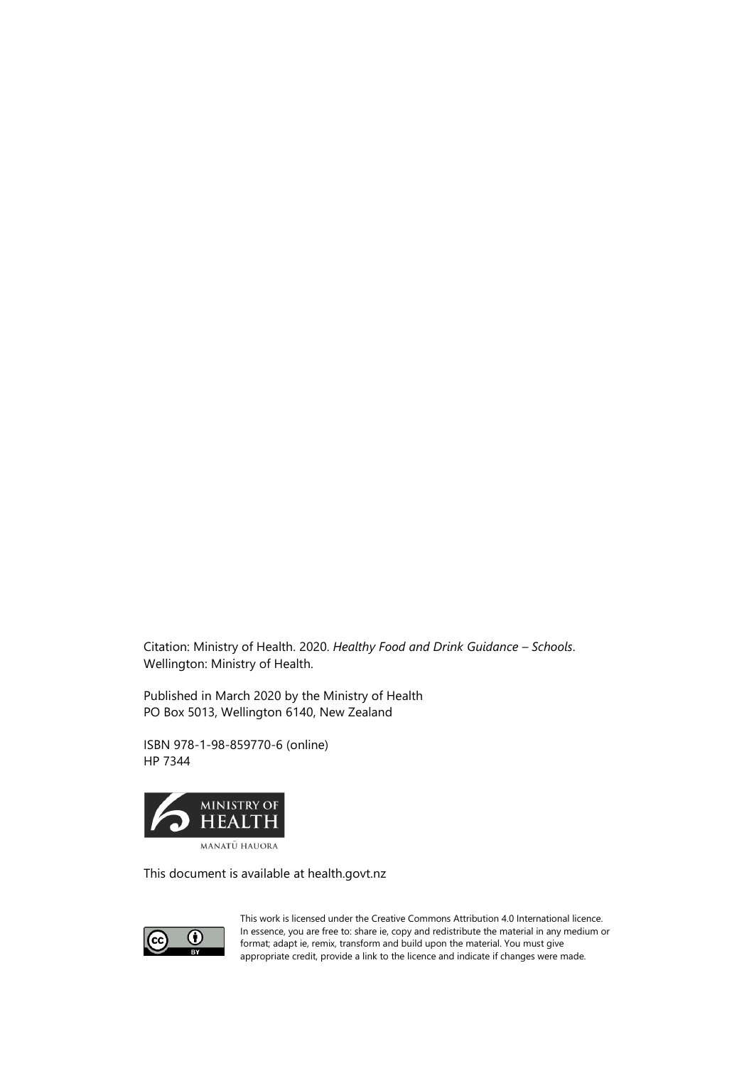Citation: Ministry of Health. 2020. *Healthy Food and Drink Guidance – Schools*. Wellington: Ministry of Health.

Published in March 2020 by the Ministry of Health
PO Box 5013, Wellington 6140, New Zealand

ISBN 978-1-98-859770-6 (online)
HP 7344

MINISTRY OF HEALTH
MANATŪ HAUORA

This document is available at health.govt.nz

This work is licensed under the Creative Commons Attribution 4.0 International licence. In essence, you are free to: share ie, copy and redistribute the material in any medium or format; adapt ie, remix, transform and build upon the material. You must give appropriate credit, provide a link to the licence and indicate if changes were made.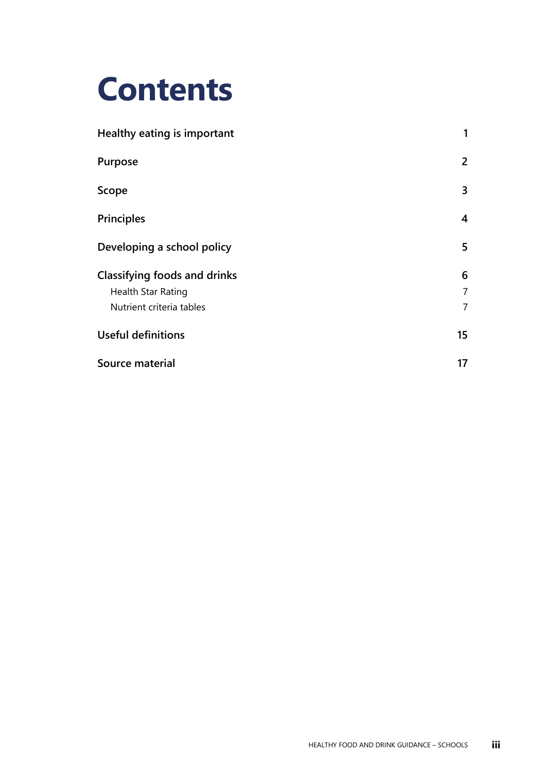# Contents

| | |
|---|---|
| **Healthy eating is important** | **1** |
| **Purpose** | **2** |
| **Scope** | **3** |
| **Principles** | **4** |
| **Developing a school policy** | **5** |
| **Classifying foods and drinks** | **6** |
| Health Star Rating | 7 |
| Nutrient criteria tables | 7 |
| **Useful definitions** | **15** |
| **Source material** | **17** |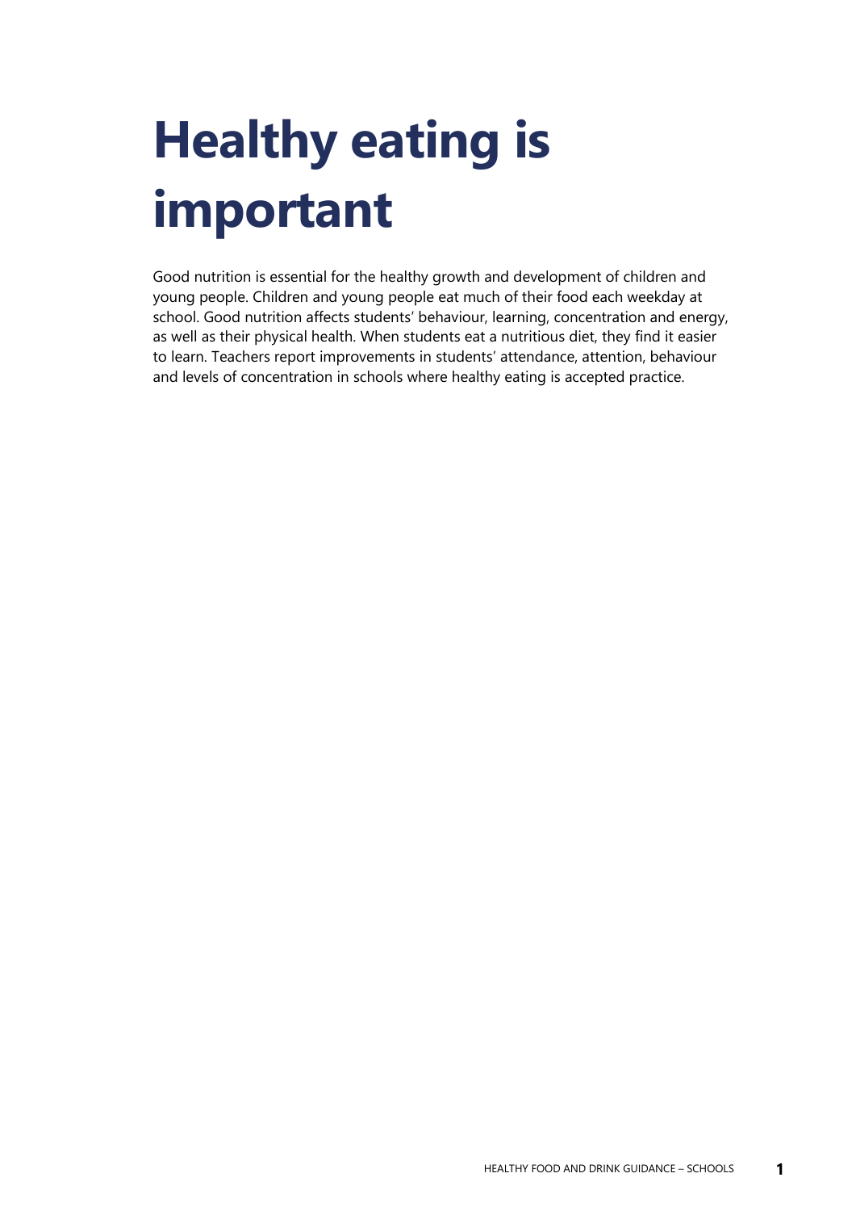# Healthy eating is important

Good nutrition is essential for the healthy growth and development of children and young people. Children and young people eat much of their food each weekday at school. Good nutrition affects students' behaviour, learning, concentration and energy, as well as their physical health. When students eat a nutritious diet, they find it easier to learn. Teachers report improvements in students' attendance, attention, behaviour and levels of concentration in schools where healthy eating is accepted practice.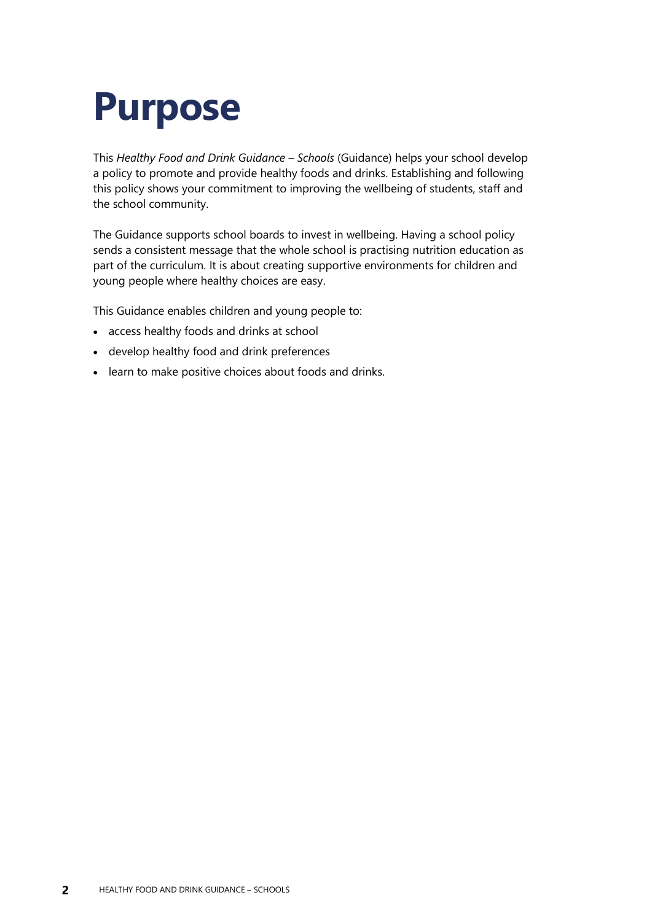# Purpose

This *Healthy Food and Drink Guidance – Schools* (Guidance) helps your school develop a policy to promote and provide healthy foods and drinks. Establishing and following this policy shows your commitment to improving the wellbeing of students, staff and the school community.

The Guidance supports school boards to invest in wellbeing. Having a school policy sends a consistent message that the whole school is practising nutrition education as part of the curriculum. It is about creating supportive environments for children and young people where healthy choices are easy.

This Guidance enables children and young people to:

- access healthy foods and drinks at school
- develop healthy food and drink preferences
- learn to make positive choices about foods and drinks.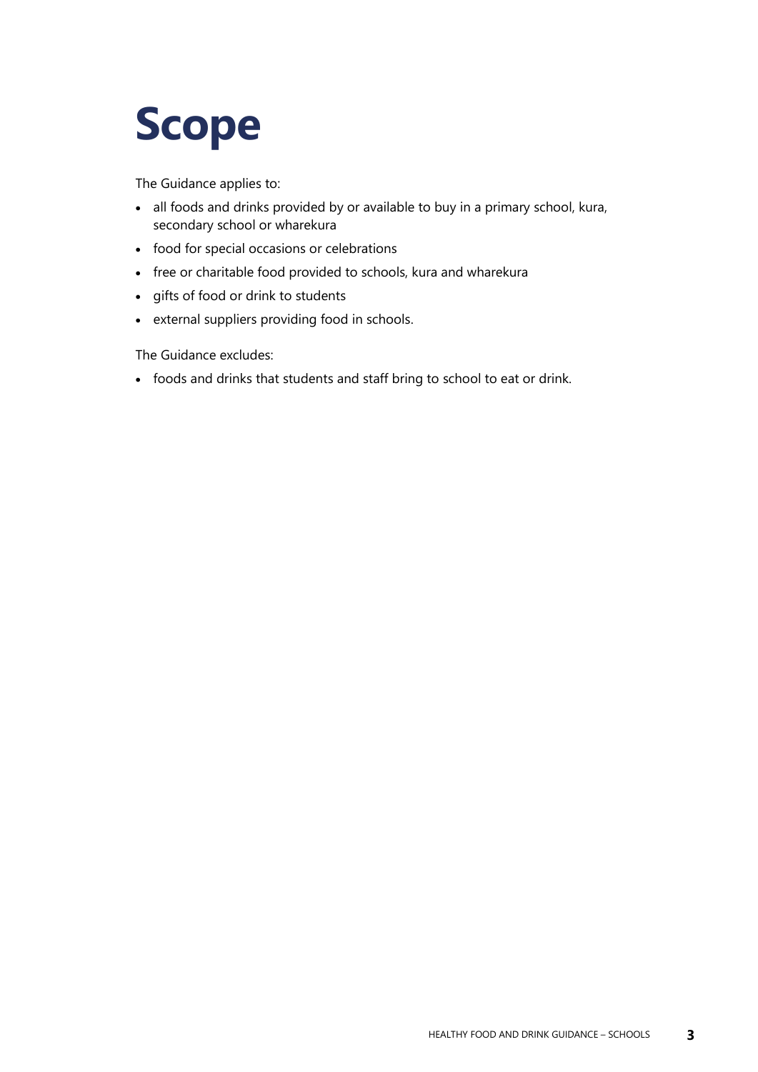# Scope

The Guidance applies to:

- all foods and drinks provided by or available to buy in a primary school, kura, secondary school or wharekura
- food for special occasions or celebrations
- free or charitable food provided to schools, kura and wharekura
- gifts of food or drink to students
- external suppliers providing food in schools.

The Guidance excludes:

- foods and drinks that students and staff bring to school to eat or drink.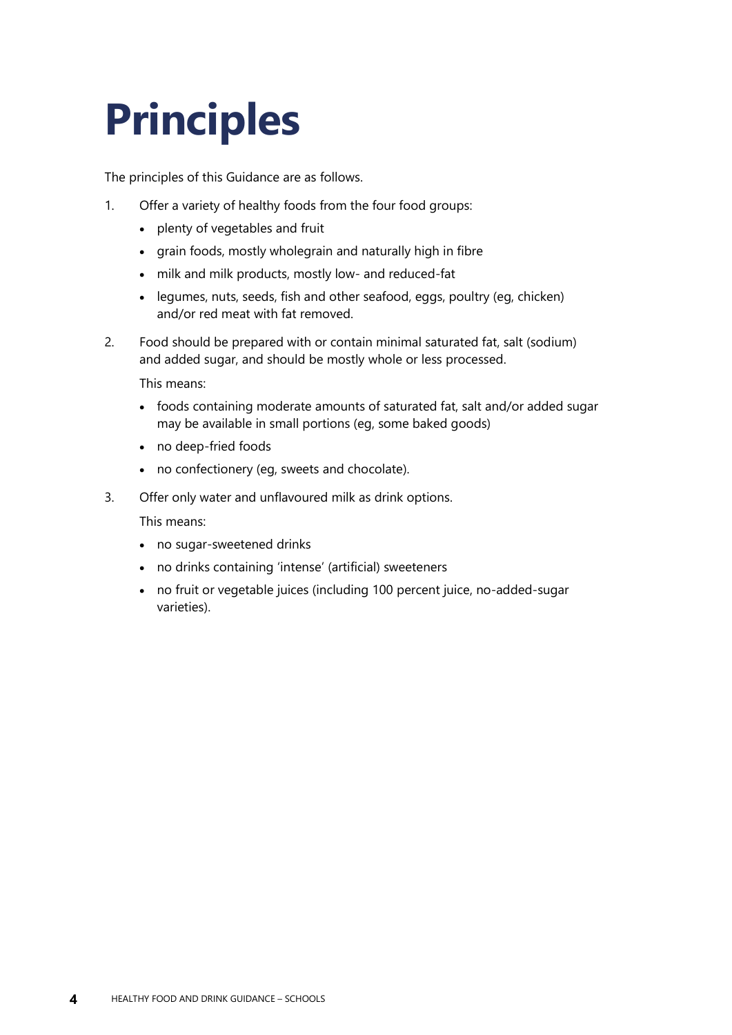# Principles

The principles of this Guidance are as follows.

1. Offer a variety of healthy foods from the four food groups:
   - plenty of vegetables and fruit
   - grain foods, mostly wholegrain and naturally high in fibre
   - milk and milk products, mostly low- and reduced-fat
   - legumes, nuts, seeds, fish and other seafood, eggs, poultry (eg, chicken) and/or red meat with fat removed.

2. Food should be prepared with or contain minimal saturated fat, salt (sodium) and added sugar, and should be mostly whole or less processed.

   This means:

   - foods containing moderate amounts of saturated fat, salt and/or added sugar may be available in small portions (eg, some baked goods)
   - no deep-fried foods
   - no confectionery (eg, sweets and chocolate).

3. Offer only water and unflavoured milk as drink options.

   This means:

   - no sugar-sweetened drinks
   - no drinks containing 'intense' (artificial) sweeteners
   - no fruit or vegetable juices (including 100 percent juice, no-added-sugar varieties).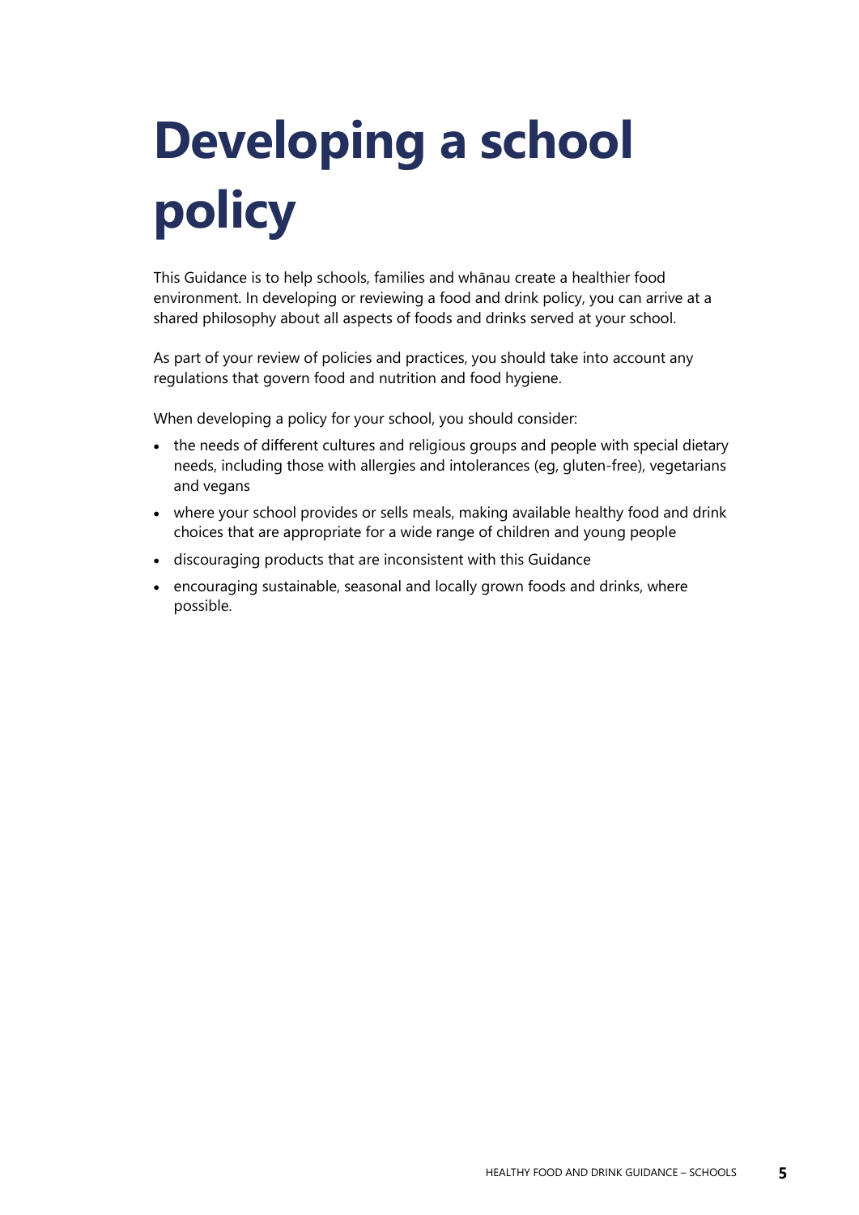# Developing a school policy

This Guidance is to help schools, families and whānau create a healthier food environment. In developing or reviewing a food and drink policy, you can arrive at a shared philosophy about all aspects of foods and drinks served at your school.

As part of your review of policies and practices, you should take into account any regulations that govern food and nutrition and food hygiene.

When developing a policy for your school, you should consider:

- the needs of different cultures and religious groups and people with special dietary needs, including those with allergies and intolerances (eg, gluten-free), vegetarians and vegans
- where your school provides or sells meals, making available healthy food and drink choices that are appropriate for a wide range of children and young people
- discouraging products that are inconsistent with this Guidance
- encouraging sustainable, seasonal and locally grown foods and drinks, where possible.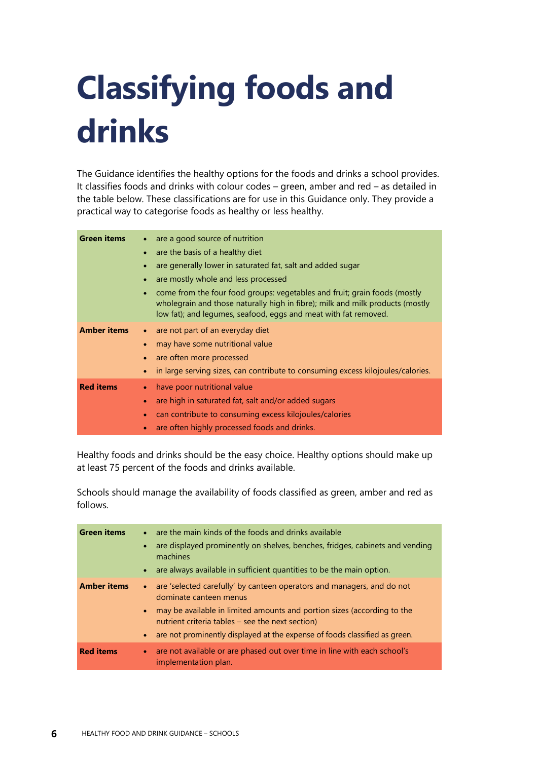# Classifying foods and drinks

The Guidance identifies the healthy options for the foods and drinks a school provides. It classifies foods and drinks with colour codes – green, amber and red – as detailed in the table below. These classifications are for use in this Guidance only. They provide a practical way to categorise foods as healthy or less healthy.

| | |
|---|---|
| **Green items** | • are a good source of nutrition<br>• are the basis of a healthy diet<br>• are generally lower in saturated fat, salt and added sugar<br>• are mostly whole and less processed<br>• come from the four food groups: vegetables and fruit; grain foods (mostly wholegrain and those naturally high in fibre); milk and milk products (mostly low fat); and legumes, seafood, eggs and meat with fat removed. |
| **Amber items** | • are not part of an everyday diet<br>• may have some nutritional value<br>• are often more processed<br>• in large serving sizes, can contribute to consuming excess kilojoules/calories. |
| **Red items** | • have poor nutritional value<br>• are high in saturated fat, salt and/or added sugars<br>• can contribute to consuming excess kilojoules/calories<br>• are often highly processed foods and drinks. |

Healthy foods and drinks should be the easy choice. Healthy options should make up at least 75 percent of the foods and drinks available.

Schools should manage the availability of foods classified as green, amber and red as follows.

| | |
|---|---|
| **Green items** | • are the main kinds of the foods and drinks available<br>• are displayed prominently on shelves, benches, fridges, cabinets and vending machines<br>• are always available in sufficient quantities to be the main option. |
| **Amber items** | • are 'selected carefully' by canteen operators and managers, and do not dominate canteen menus<br>• may be available in limited amounts and portion sizes (according to the nutrient criteria tables – see the next section)<br>• are not prominently displayed at the expense of foods classified as green. |
| **Red items** | • are not available or are phased out over time in line with each school's implementation plan. |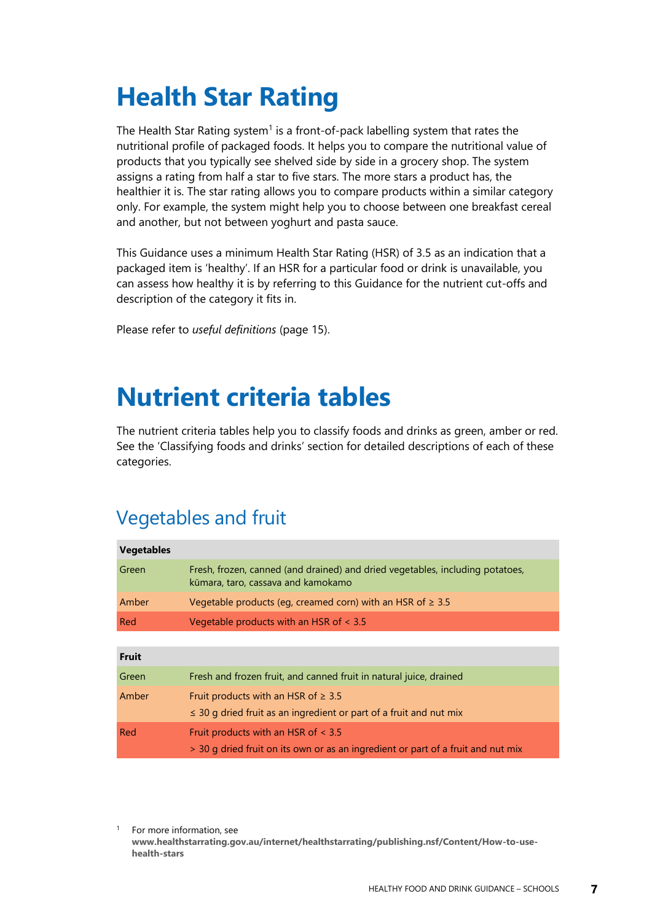# Health Star Rating

The Health Star Rating system[1] is a front-of-pack labelling system that rates the nutritional profile of packaged foods. It helps you to compare the nutritional value of products that you typically see shelved side by side in a grocery shop. The system assigns a rating from half a star to five stars. The more stars a product has, the healthier it is. The star rating allows you to compare products within a similar category only. For example, the system might help you to choose between one breakfast cereal and another, but not between yoghurt and pasta sauce.

This Guidance uses a minimum Health Star Rating (HSR) of 3.5 as an indication that a packaged item is 'healthy'. If an HSR for a particular food or drink is unavailable, you can assess how healthy it is by referring to this Guidance for the nutrient cut-offs and description of the category it fits in.

Please refer to *useful definitions* (page 15).

# Nutrient criteria tables

The nutrient criteria tables help you to classify foods and drinks as green, amber or red. See the 'Classifying foods and drinks' section for detailed descriptions of each of these categories.

## Vegetables and fruit

| **Vegetables** | |
|---|---|
| Green | Fresh, frozen, canned (and drained) and dried vegetables, including potatoes, kūmara, taro, cassava and kamokamo |
| Amber | Vegetable products (eg, creamed corn) with an HSR of ≥ 3.5 |
| Red | Vegetable products with an HSR of < 3.5 |

| **Fruit** | |
|---|---|
| Green | Fresh and frozen fruit, and canned fruit in natural juice, drained |
| Amber | Fruit products with an HSR of ≥ 3.5<br>≤ 30 g dried fruit as an ingredient or part of a fruit and nut mix |
| Red | Fruit products with an HSR of < 3.5<br>> 30 g dried fruit on its own or as an ingredient or part of a fruit and nut mix |

[1] For more information, see **www.healthstarrating.gov.au/internet/healthstarrating/publishing.nsf/Content/How-to-use-health-stars**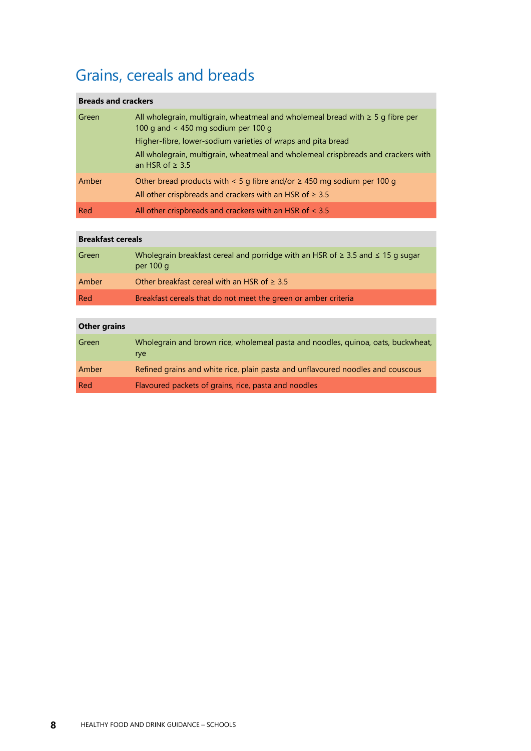# Grains, cereals and breads

| Breads and crackers | |
|---|---|
| Green | All wholegrain, multigrain, wheatmeal and wholemeal bread with ≥ 5 g fibre per 100 g and < 450 mg sodium per 100 g<br>Higher-fibre, lower-sodium varieties of wraps and pita bread<br>All wholegrain, multigrain, wheatmeal and wholemeal crispbreads and crackers with an HSR of ≥ 3.5 |
| Amber | Other bread products with < 5 g fibre and/or ≥ 450 mg sodium per 100 g<br>All other crispbreads and crackers with an HSR of ≥ 3.5 |
| Red | All other crispbreads and crackers with an HSR of < 3.5 |

| Breakfast cereals | |
|---|---|
| Green | Wholegrain breakfast cereal and porridge with an HSR of ≥ 3.5 and ≤ 15 g sugar per 100 g |
| Amber | Other breakfast cereal with an HSR of ≥ 3.5 |
| Red | Breakfast cereals that do not meet the green or amber criteria |

| Other grains | |
|---|---|
| Green | Wholegrain and brown rice, wholemeal pasta and noodles, quinoa, oats, buckwheat, rye |
| Amber | Refined grains and white rice, plain pasta and unflavoured noodles and couscous |
| Red | Flavoured packets of grains, rice, pasta and noodles |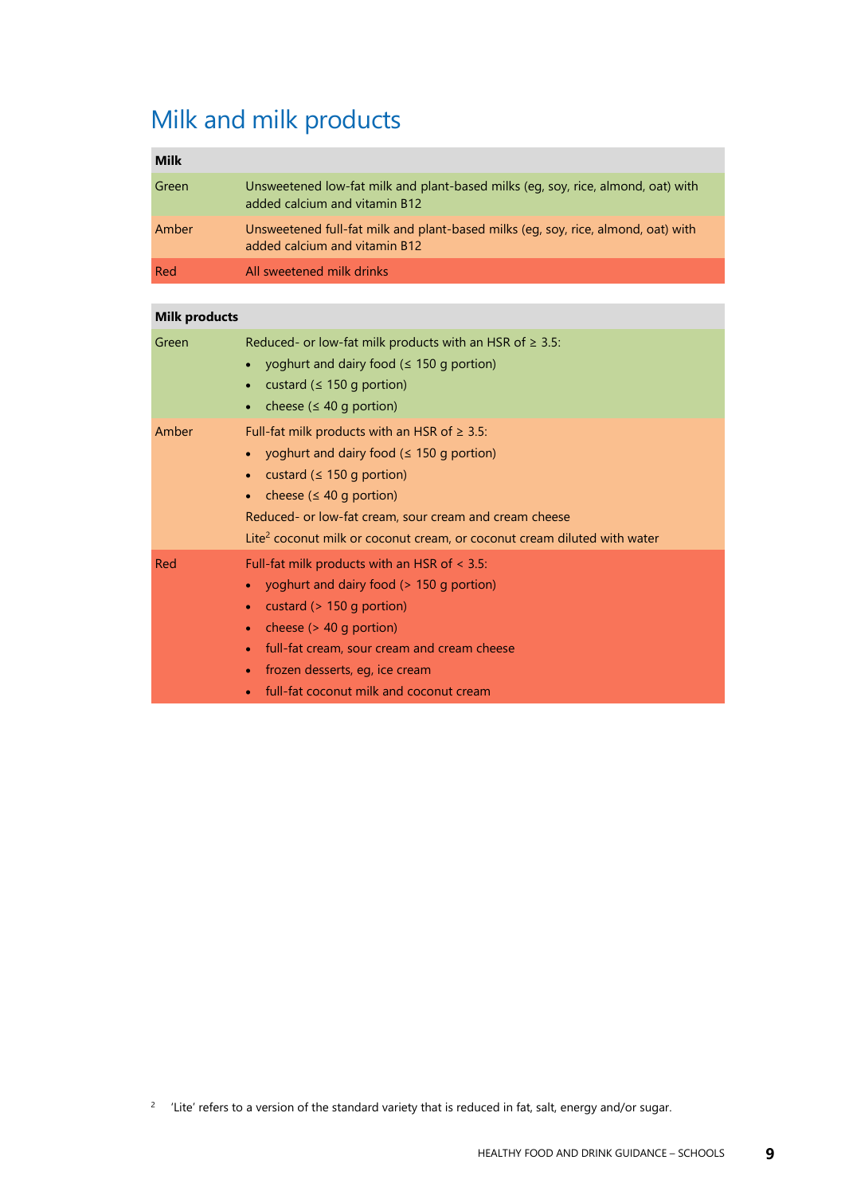# Milk and milk products

| Milk | |
|---|---|
| Green | Unsweetened low-fat milk and plant-based milks (eg, soy, rice, almond, oat) with added calcium and vitamin B12 |
| Amber | Unsweetened full-fat milk and plant-based milks (eg, soy, rice, almond, oat) with added calcium and vitamin B12 |
| Red | All sweetened milk drinks |

| Milk products | |
|---|---|
| Green | Reduced- or low-fat milk products with an HSR of ≥ 3.5:<br>• yoghurt and dairy food (≤ 150 g portion)<br>• custard (≤ 150 g portion)<br>• cheese (≤ 40 g portion) |
| Amber | Full-fat milk products with an HSR of ≥ 3.5:<br>• yoghurt and dairy food (≤ 150 g portion)<br>• custard (≤ 150 g portion)<br>• cheese (≤ 40 g portion)<br>Reduced- or low-fat cream, sour cream and cream cheese<br>Lite[2] coconut milk or coconut cream, or coconut cream diluted with water |
| Red | Full-fat milk products with an HSR of < 3.5:<br>• yoghurt and dairy food (> 150 g portion)<br>• custard (> 150 g portion)<br>• cheese (> 40 g portion)<br>• full-fat cream, sour cream and cream cheese<br>• frozen desserts, eg, ice cream<br>• full-fat coconut milk and coconut cream |

[2] 'Lite' refers to a version of the standard variety that is reduced in fat, salt, energy and/or sugar.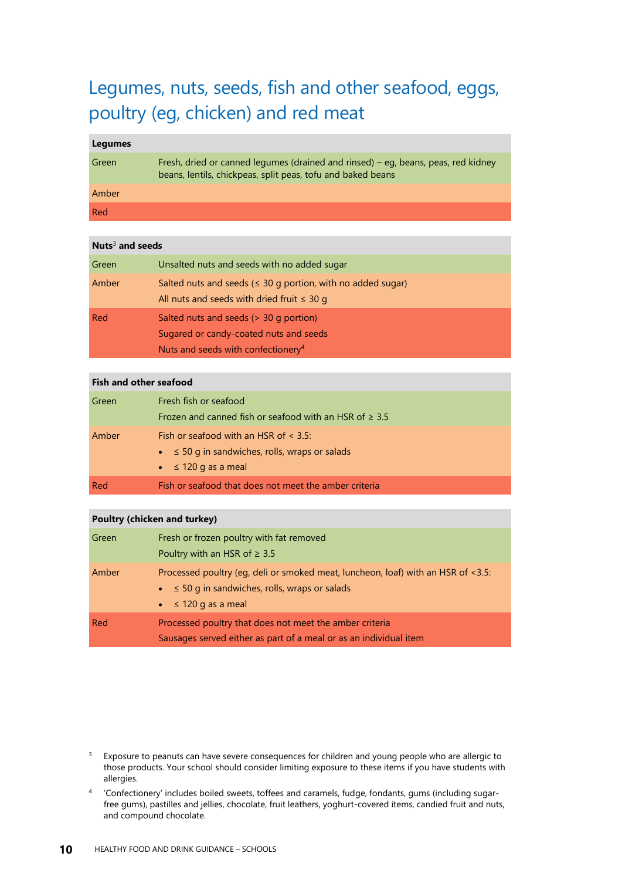## Legumes, nuts, seeds, fish and other seafood, eggs, poultry (eg, chicken) and red meat

| **Legumes** | |
|---|---|
| Green | Fresh, dried or canned legumes (drained and rinsed) – eg, beans, peas, red kidney beans, lentils, chickpeas, split peas, tofu and baked beans |
| Amber | |
| Red | |

| **Nuts[3] and seeds** | |
|---|---|
| Green | Unsalted nuts and seeds with no added sugar |
| Amber | Salted nuts and seeds (≤ 30 g portion, with no added sugar)<br>All nuts and seeds with dried fruit ≤ 30 g |
| Red | Salted nuts and seeds (> 30 g portion)<br>Sugared or candy-coated nuts and seeds<br>Nuts and seeds with confectionery[4] |

| **Fish and other seafood** | |
|---|---|
| Green | Fresh fish or seafood<br>Frozen and canned fish or seafood with an HSR of ≥ 3.5 |
| Amber | Fish or seafood with an HSR of < 3.5:<br>• ≤ 50 g in sandwiches, rolls, wraps or salads<br>• ≤ 120 g as a meal |
| Red | Fish or seafood that does not meet the amber criteria |

| **Poultry (chicken and turkey)** | |
|---|---|
| Green | Fresh or frozen poultry with fat removed<br>Poultry with an HSR of ≥ 3.5 |
| Amber | Processed poultry (eg, deli or smoked meat, luncheon, loaf) with an HSR of <3.5:<br>• ≤ 50 g in sandwiches, rolls, wraps or salads<br>• ≤ 120 g as a meal |
| Red | Processed poultry that does not meet the amber criteria<br>Sausages served either as part of a meal or as an individual item |

[3] Exposure to peanuts can have severe consequences for children and young people who are allergic to those products. Your school should consider limiting exposure to these items if you have students with allergies.

[4] 'Confectionery' includes boiled sweets, toffees and caramels, fudge, fondants, gums (including sugar-free gums), pastilles and jellies, chocolate, fruit leathers, yoghurt-covered items, candied fruit and nuts, and compound chocolate.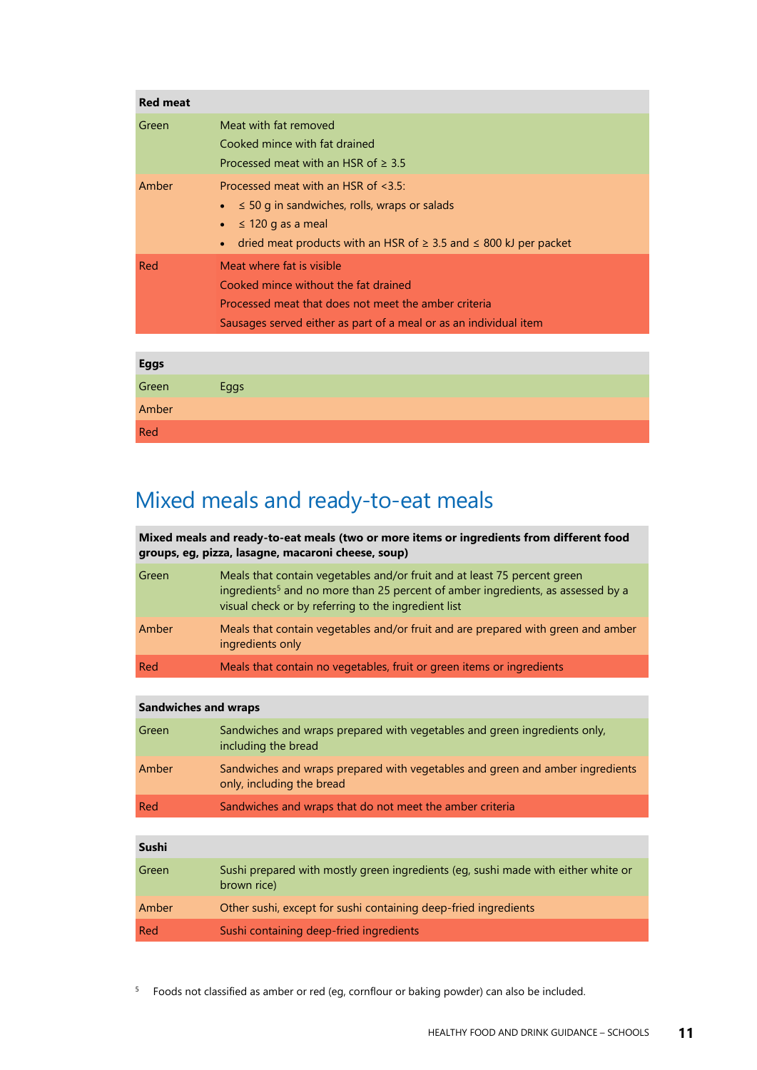| Red meat | |
|---|---|
| Green | Meat with fat removed<br>Cooked mince with fat drained<br>Processed meat with an HSR of ≥ 3.5 |
| Amber | Processed meat with an HSR of <3.5:<br>• ≤ 50 g in sandwiches, rolls, wraps or salads<br>• ≤ 120 g as a meal<br>• dried meat products with an HSR of ≥ 3.5 and ≤ 800 kJ per packet |
| Red | Meat where fat is visible<br>Cooked mince without the fat drained<br>Processed meat that does not meet the amber criteria<br>Sausages served either as part of a meal or as an individual item |

| Eggs | |
|---|---|
| Green | Eggs |
| Amber | |
| Red | |

# Mixed meals and ready-to-eat meals

| Mixed meals and ready-to-eat meals (two or more items or ingredients from different food groups, eg, pizza, lasagne, macaroni cheese, soup) | |
|---|---|
| Green | Meals that contain vegetables and/or fruit and at least 75 percent green ingredients[5] and no more than 25 percent of amber ingredients, as assessed by a visual check or by referring to the ingredient list |
| Amber | Meals that contain vegetables and/or fruit and are prepared with green and amber ingredients only |
| Red | Meals that contain no vegetables, fruit or green items or ingredients |

| Sandwiches and wraps | |
|---|---|
| Green | Sandwiches and wraps prepared with vegetables and green ingredients only, including the bread |
| Amber | Sandwiches and wraps prepared with vegetables and green and amber ingredients only, including the bread |
| Red | Sandwiches and wraps that do not meet the amber criteria |

| Sushi | |
|---|---|
| Green | Sushi prepared with mostly green ingredients (eg, sushi made with either white or brown rice) |
| Amber | Other sushi, except for sushi containing deep-fried ingredients |
| Red | Sushi containing deep-fried ingredients |

[5] Foods not classified as amber or red (eg, cornflour or baking powder) can also be included.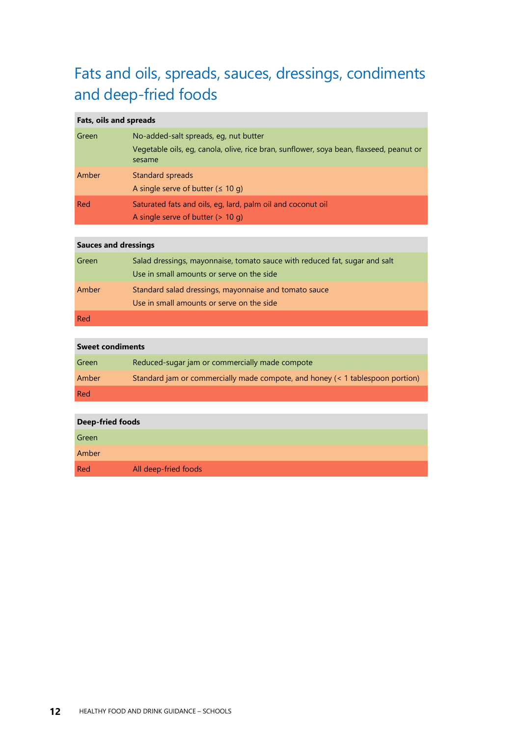# Fats and oils, spreads, sauces, dressings, condiments and deep-fried foods

| Fats, oils and spreads | |
|---|---|
| Green | No-added-salt spreads, eg, nut butter<br>Vegetable oils, eg, canola, olive, rice bran, sunflower, soya bean, flaxseed, peanut or sesame |
| Amber | Standard spreads<br>A single serve of butter (≤ 10 g) |
| Red | Saturated fats and oils, eg, lard, palm oil and coconut oil<br>A single serve of butter (> 10 g) |

| Sauces and dressings | |
|---|---|
| Green | Salad dressings, mayonnaise, tomato sauce with reduced fat, sugar and salt<br>Use in small amounts or serve on the side |
| Amber | Standard salad dressings, mayonnaise and tomato sauce<br>Use in small amounts or serve on the side |
| Red | |

| Sweet condiments | |
|---|---|
| Green | Reduced-sugar jam or commercially made compote |
| Amber | Standard jam or commercially made compote, and honey (< 1 tablespoon portion) |
| Red | |

| Deep-fried foods | |
|---|---|
| Green | |
| Amber | |
| Red | All deep-fried foods |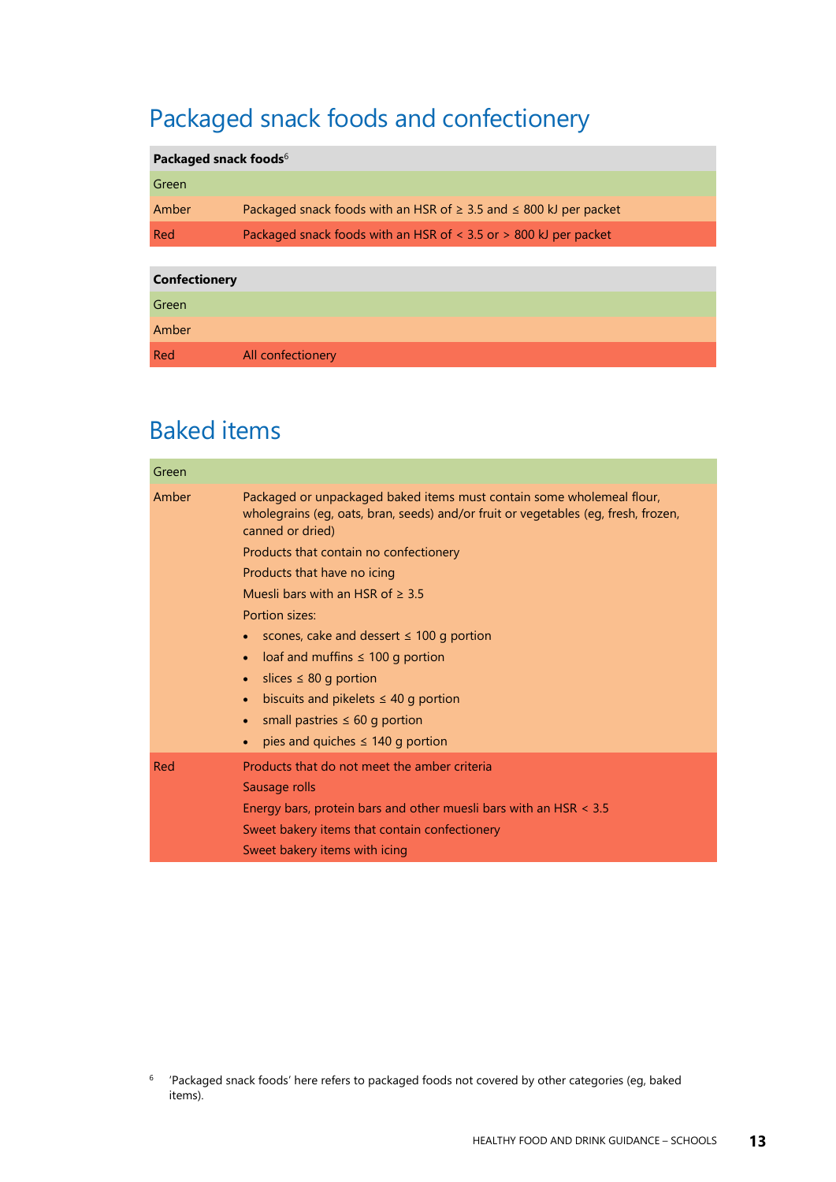## Packaged snack foods and confectionery

| Packaged snack foods[6] | |
|---|---|
| Green | |
| Amber | Packaged snack foods with an HSR of ≥ 3.5 and ≤ 800 kJ per packet |
| Red | Packaged snack foods with an HSR of < 3.5 or > 800 kJ per packet |

| Confectionery | |
|---|---|
| Green | |
| Amber | |
| Red | All confectionery |

## Baked items

| | |
|---|---|
| Green | |
| Amber | Packaged or unpackaged baked items must contain some wholemeal flour, wholegrains (eg, oats, bran, seeds) and/or fruit or vegetables (eg, fresh, frozen, canned or dried)<br>Products that contain no confectionery<br>Products that have no icing<br>Muesli bars with an HSR of ≥ 3.5<br>Portion sizes:<br>• scones, cake and dessert ≤ 100 g portion<br>• loaf and muffins ≤ 100 g portion<br>• slices ≤ 80 g portion<br>• biscuits and pikelets ≤ 40 g portion<br>• small pastries ≤ 60 g portion<br>• pies and quiches ≤ 140 g portion |
| Red | Products that do not meet the amber criteria<br>Sausage rolls<br>Energy bars, protein bars and other muesli bars with an HSR < 3.5<br>Sweet bakery items that contain confectionery<br>Sweet bakery items with icing |

[6] 'Packaged snack foods' here refers to packaged foods not covered by other categories (eg, baked items).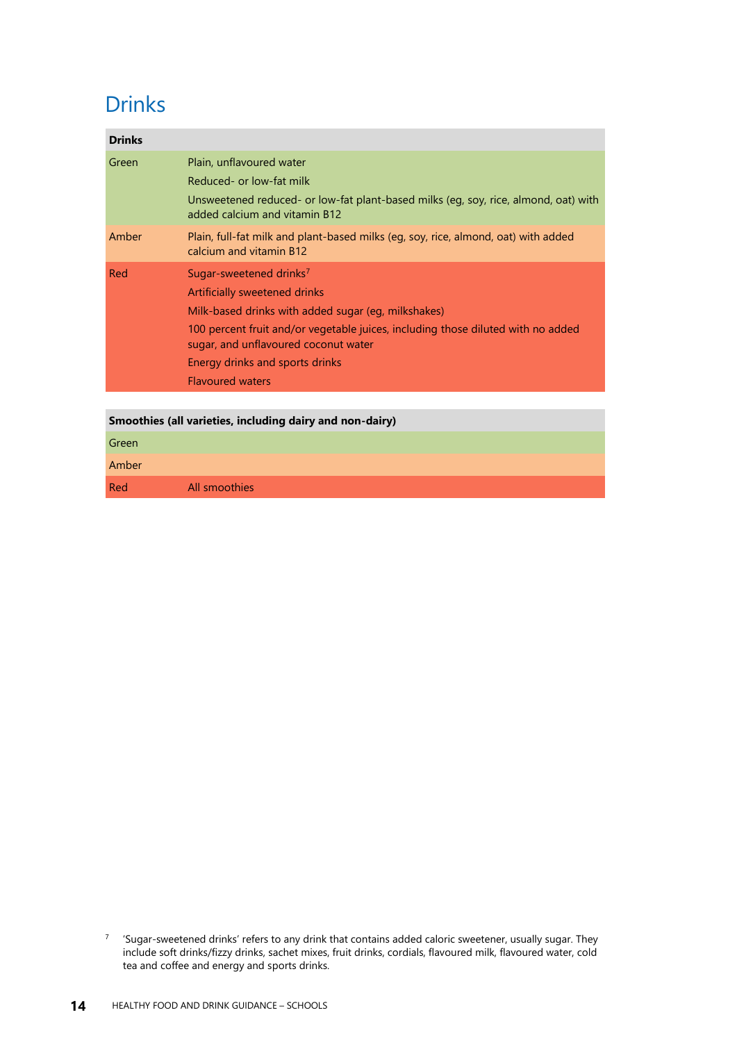## Drinks

| Drinks | |
|---|---|
| Green | Plain, unflavoured water<br>Reduced- or low-fat milk<br>Unsweetened reduced- or low-fat plant-based milks (eg, soy, rice, almond, oat) with added calcium and vitamin B12 |
| Amber | Plain, full-fat milk and plant-based milks (eg, soy, rice, almond, oat) with added calcium and vitamin B12 |
| Red | Sugar-sweetened drinks[7]<br>Artificially sweetened drinks<br>Milk-based drinks with added sugar (eg, milkshakes)<br>100 percent fruit and/or vegetable juices, including those diluted with no added sugar, and unflavoured coconut water<br>Energy drinks and sports drinks<br>Flavoured waters |

| Smoothies (all varieties, including dairy and non-dairy) | |
|---|---|
| Green | |
| Amber | |
| Red | All smoothies |

[7] 'Sugar-sweetened drinks' refers to any drink that contains added caloric sweetener, usually sugar. They include soft drinks/fizzy drinks, sachet mixes, fruit drinks, cordials, flavoured milk, flavoured water, cold tea and coffee and energy and sports drinks.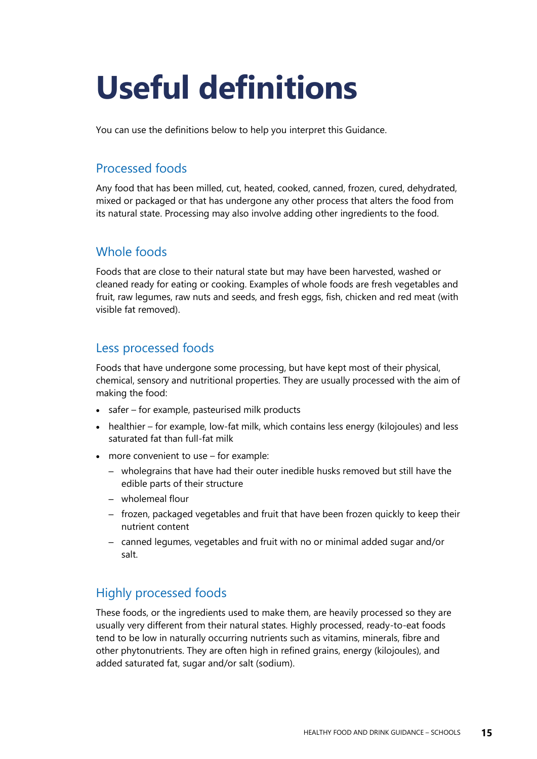# Useful definitions

You can use the definitions below to help you interpret this Guidance.

## Processed foods

Any food that has been milled, cut, heated, cooked, canned, frozen, cured, dehydrated, mixed or packaged or that has undergone any other process that alters the food from its natural state. Processing may also involve adding other ingredients to the food.

## Whole foods

Foods that are close to their natural state but may have been harvested, washed or cleaned ready for eating or cooking. Examples of whole foods are fresh vegetables and fruit, raw legumes, raw nuts and seeds, and fresh eggs, fish, chicken and red meat (with visible fat removed).

## Less processed foods

Foods that have undergone some processing, but have kept most of their physical, chemical, sensory and nutritional properties. They are usually processed with the aim of making the food:

- safer – for example, pasteurised milk products
- healthier – for example, low-fat milk, which contains less energy (kilojoules) and less saturated fat than full-fat milk
- more convenient to use – for example:
  - wholegrains that have had their outer inedible husks removed but still have the edible parts of their structure
  - wholemeal flour
  - frozen, packaged vegetables and fruit that have been frozen quickly to keep their nutrient content
  - canned legumes, vegetables and fruit with no or minimal added sugar and/or salt.

## Highly processed foods

These foods, or the ingredients used to make them, are heavily processed so they are usually very different from their natural states. Highly processed, ready-to-eat foods tend to be low in naturally occurring nutrients such as vitamins, minerals, fibre and other phytonutrients. They are often high in refined grains, energy (kilojoules), and added saturated fat, sugar and/or salt (sodium).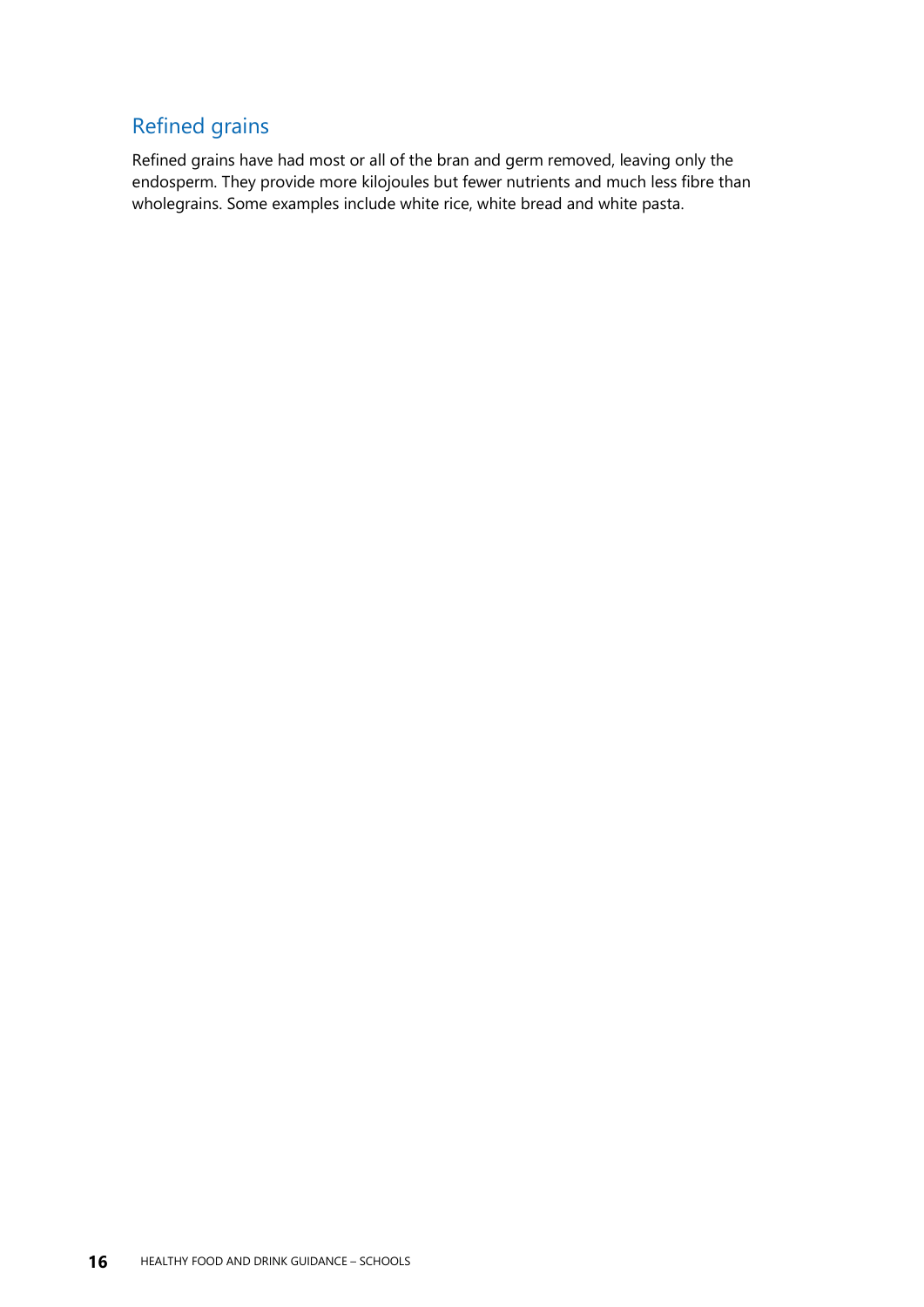## Refined grains

Refined grains have had most or all of the bran and germ removed, leaving only the endosperm. They provide more kilojoules but fewer nutrients and much less fibre than wholegrains. Some examples include white rice, white bread and white pasta.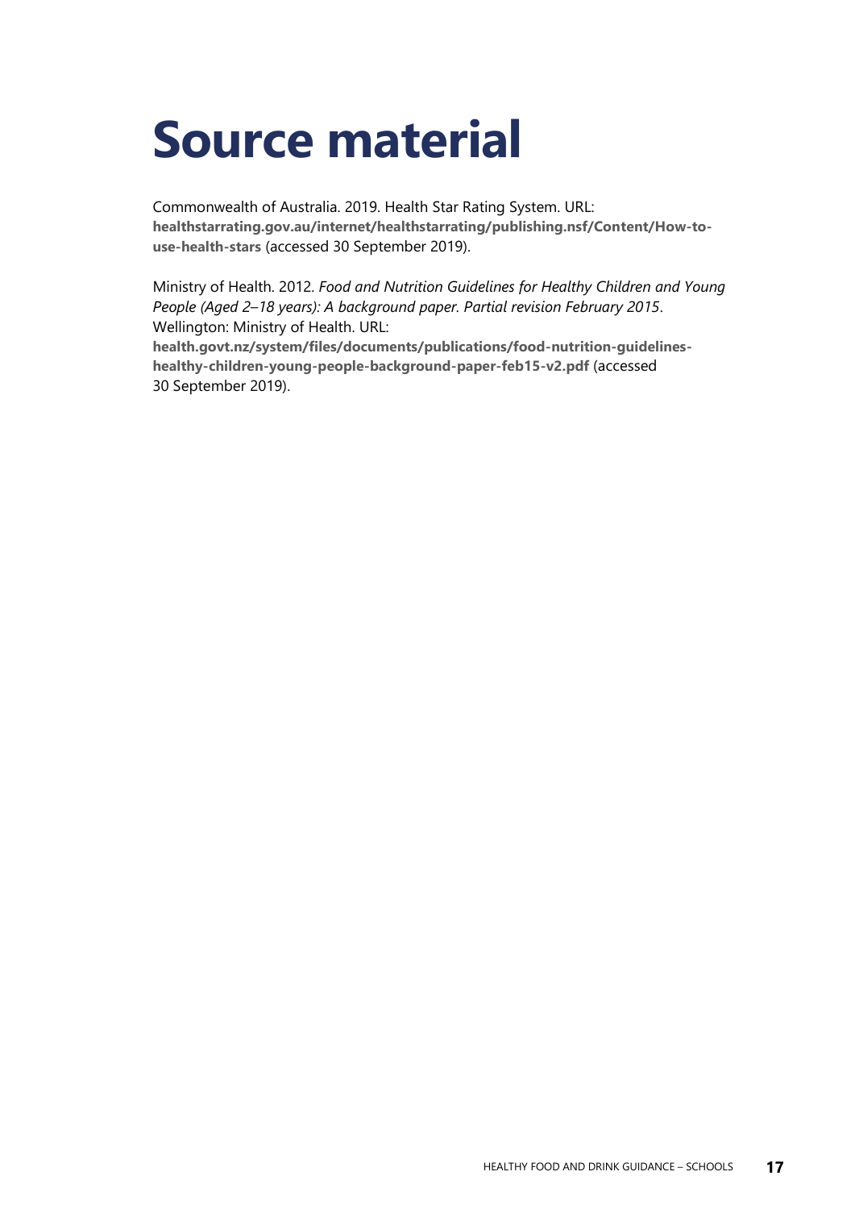# Source material

Commonwealth of Australia. 2019. Health Star Rating System. URL: **healthstarrating.gov.au/internet/healthstarrating/publishing.nsf/Content/How-to-use-health-stars** (accessed 30 September 2019).

Ministry of Health. 2012. *Food and Nutrition Guidelines for Healthy Children and Young People (Aged 2–18 years): A background paper. Partial revision February 2015*. Wellington: Ministry of Health. URL: **health.govt.nz/system/files/documents/publications/food-nutrition-guidelines-healthy-children-young-people-background-paper-feb15-v2.pdf** (accessed 30 September 2019).